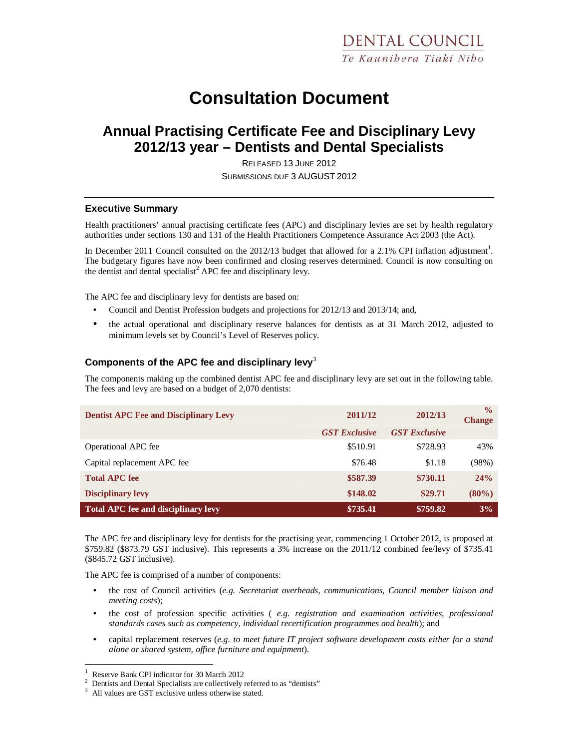DENTAL COUNCIL
Te Kaunihera Tiaki Niho

# Consultation Document

## Annual Practising Certificate Fee and Disciplinary Levy 2012/13 year – Dentists and Dental Specialists

RELEASED 13 JUNE 2012

SUBMISSIONS DUE 3 AUGUST 2012

### Executive Summary

Health practitioners' annual practising certificate fees (APC) and disciplinary levies are set by health regulatory authorities under sections 130 and 131 of the Health Practitioners Competence Assurance Act 2003 (the Act).

In December 2011 Council consulted on the 2012/13 budget that allowed for a 2.1% CPI inflation adjustment[1]. The budgetary figures have now been confirmed and closing reserves determined. Council is now consulting on the dentist and dental specialist[2] APC fee and disciplinary levy.

The APC fee and disciplinary levy for dentists are based on:

- Council and Dentist Profession budgets and projections for 2012/13 and 2013/14; and,
- the actual operational and disciplinary reserve balances for dentists as at 31 March 2012, adjusted to minimum levels set by Council's Level of Reserves policy.

### Components of the APC fee and disciplinary levy[3]

The components making up the combined dentist APC fee and disciplinary levy are set out in the following table. The fees and levy are based on a budget of 2,070 dentists:

| Dentist APC Fee and Disciplinary Levy | 2011/12 | 2012/13 | % Change |
|---|---|---|---|
| | *GST Exclusive* | *GST Exclusive* | |
| Operational APC fee | $510.91 | $728.93 | 43% |
| Capital replacement APC fee | $76.48 | $1.18 | (98%) |
| **Total APC fee** | **$587.39** | **$730.11** | **24%** |
| **Disciplinary levy** | **$148.02** | **$29.71** | **(80%)** |
| **Total APC fee and disciplinary levy** | **$735.41** | **$759.82** | **3%** |

The APC fee and disciplinary levy for dentists for the practising year, commencing 1 October 2012, is proposed at $759.82 ($873.79 GST inclusive). This represents a 3% increase on the 2011/12 combined fee/levy of $735.41 ($845.72 GST inclusive).

The APC fee is comprised of a number of components:

- the cost of Council activities (*e.g. Secretariat overheads, communications, Council member liaison and meeting costs*);
- the cost of profession specific activities ( *e.g. registration and examination activities, professional standards cases such as competency, individual recertification programmes and health*); and
- capital replacement reserves (*e.g. to meet future IT project software development costs either for a stand alone or shared system, office furniture and equipment*).

---

[1] Reserve Bank CPI indicator for 30 March 2012

[2] Dentists and Dental Specialists are collectively referred to as "dentists"

[3] All values are GST exclusive unless otherwise stated.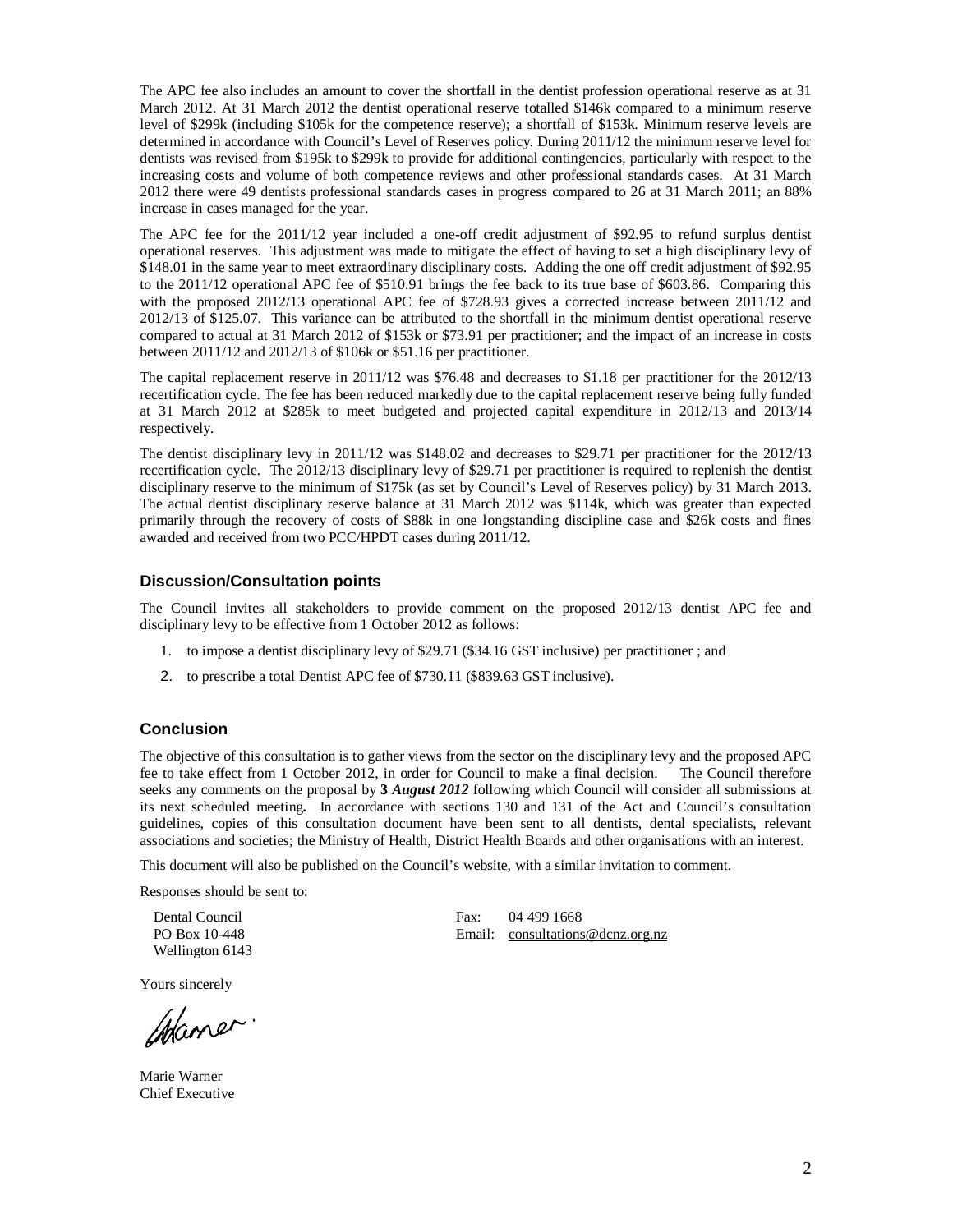The APC fee also includes an amount to cover the shortfall in the dentist profession operational reserve as at 31 March 2012. At 31 March 2012 the dentist operational reserve totalled $146k compared to a minimum reserve level of $299k (including $105k for the competence reserve); a shortfall of $153k. Minimum reserve levels are determined in accordance with Council's Level of Reserves policy. During 2011/12 the minimum reserve level for dentists was revised from $195k to $299k to provide for additional contingencies, particularly with respect to the increasing costs and volume of both competence reviews and other professional standards cases. At 31 March 2012 there were 49 dentists professional standards cases in progress compared to 26 at 31 March 2011; an 88% increase in cases managed for the year.

The APC fee for the 2011/12 year included a one-off credit adjustment of $92.95 to refund surplus dentist operational reserves. This adjustment was made to mitigate the effect of having to set a high disciplinary levy of $148.01 in the same year to meet extraordinary disciplinary costs. Adding the one off credit adjustment of $92.95 to the 2011/12 operational APC fee of $510.91 brings the fee back to its true base of $603.86. Comparing this with the proposed 2012/13 operational APC fee of $728.93 gives a corrected increase between 2011/12 and 2012/13 of $125.07. This variance can be attributed to the shortfall in the minimum dentist operational reserve compared to actual at 31 March 2012 of $153k or $73.91 per practitioner; and the impact of an increase in costs between 2011/12 and 2012/13 of $106k or $51.16 per practitioner.

The capital replacement reserve in 2011/12 was $76.48 and decreases to $1.18 per practitioner for the 2012/13 recertification cycle. The fee has been reduced markedly due to the capital replacement reserve being fully funded at 31 March 2012 at $285k to meet budgeted and projected capital expenditure in 2012/13 and 2013/14 respectively.

The dentist disciplinary levy in 2011/12 was $148.02 and decreases to $29.71 per practitioner for the 2012/13 recertification cycle. The 2012/13 disciplinary levy of $29.71 per practitioner is required to replenish the dentist disciplinary reserve to the minimum of $175k (as set by Council's Level of Reserves policy) by 31 March 2013. The actual dentist disciplinary reserve balance at 31 March 2012 was $114k, which was greater than expected primarily through the recovery of costs of $88k in one longstanding discipline case and $26k costs and fines awarded and received from two PCC/HPDT cases during 2011/12.

## Discussion/Consultation points

The Council invites all stakeholders to provide comment on the proposed 2012/13 dentist APC fee and disciplinary levy to be effective from 1 October 2012 as follows:

1. to impose a dentist disciplinary levy of $29.71 ($34.16 GST inclusive) per practitioner ; and
2. to prescribe a total Dentist APC fee of $730.11 ($839.63 GST inclusive).

## Conclusion

The objective of this consultation is to gather views from the sector on the disciplinary levy and the proposed APC fee to take effect from 1 October 2012, in order for Council to make a final decision. The Council therefore seeks any comments on the proposal by **3 *August 2012*** following which Council will consider all submissions at its next scheduled meeting***.*** In accordance with sections 130 and 131 of the Act and Council's consultation guidelines, copies of this consultation document have been sent to all dentists, dental specialists, relevant associations and societies; the Ministry of Health, District Health Boards and other organisations with an interest.

This document will also be published on the Council's website, with a similar invitation to comment.

Responses should be sent to:

Dental Council
PO Box 10-448
Wellington 6143

Fax: 04 499 1668
Email: consultations@dcnz.org.nz

Yours sincerely

Marie Warner
Chief Executive